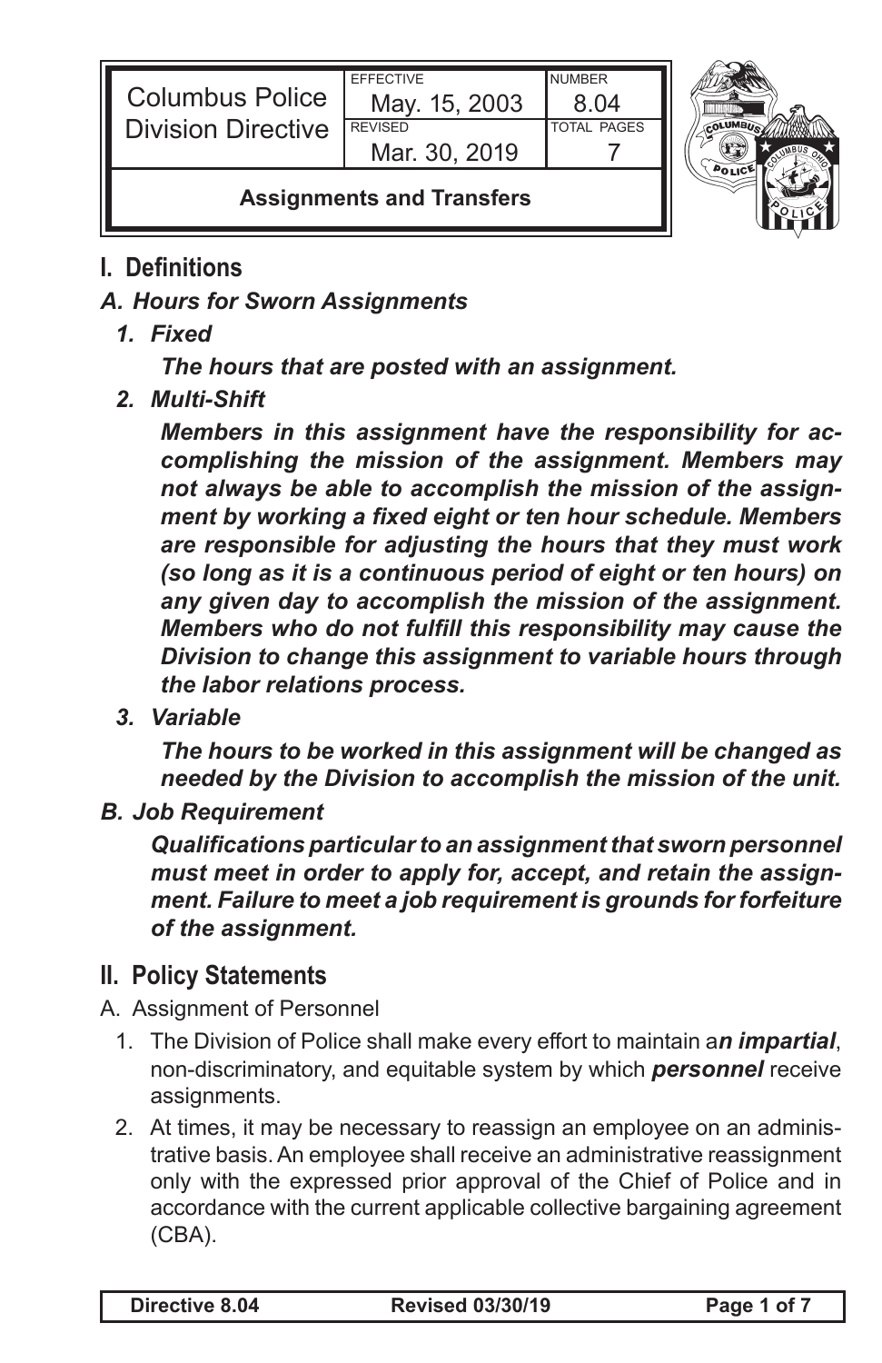| Columbus Police Division Directive | EFFECTIVE May. 15, 2003 | NUMBER 8.04 |
| --- | --- | --- |
| | REVISED Mar. 30, 2019 | TOTAL PAGES 7 |
| **Assignments and Transfers** | | |

## I. Definitions

### *A. Hours for Sworn Assignments*

***1. Fixed***

***The hours that are posted with an assignment.***

***2. Multi-Shift***

***Members in this assignment have the responsibility for accomplishing the mission of the assignment. Members may not always be able to accomplish the mission of the assignment by working a fixed eight or ten hour schedule. Members are responsible for adjusting the hours that they must work (so long as it is a continuous period of eight or ten hours) on any given day to accomplish the mission of the assignment. Members who do not fulfill this responsibility may cause the Division to change this assignment to variable hours through the labor relations process.***

***3. Variable***

***The hours to be worked in this assignment will be changed as needed by the Division to accomplish the mission of the unit.***

### *B. Job Requirement*

***Qualifications particular to an assignment that sworn personnel must meet in order to apply for, accept, and retain the assignment. Failure to meet a job requirement is grounds for forfeiture of the assignment.***

## II. Policy Statements

A. Assignment of Personnel

1. The Division of Police shall make every effort to maintain a***n impartial***, non-discriminatory, and equitable system by which ***personnel*** receive assignments.
2. At times, it may be necessary to reassign an employee on an administrative basis. An employee shall receive an administrative reassignment only with the expressed prior approval of the Chief of Police and in accordance with the current applicable collective bargaining agreement (CBA).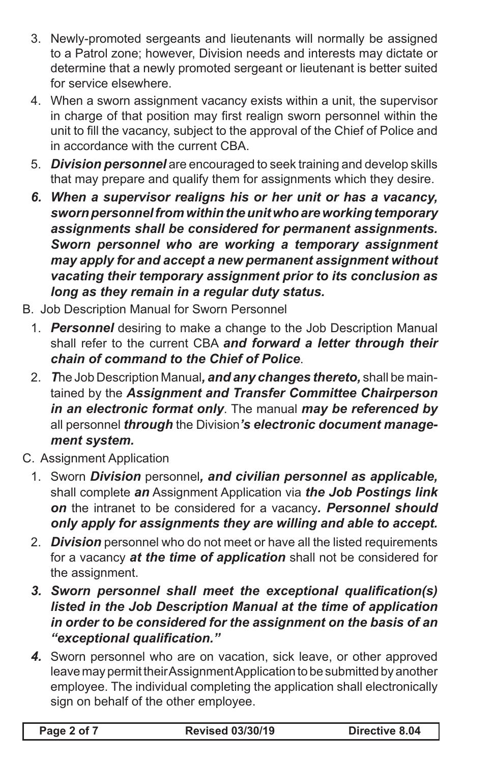3. Newly-promoted sergeants and lieutenants will normally be assigned to a Patrol zone; however, Division needs and interests may dictate or determine that a newly promoted sergeant or lieutenant is better suited for service elsewhere.
4. When a sworn assignment vacancy exists within a unit, the supervisor in charge of that position may first realign sworn personnel within the unit to fill the vacancy, subject to the approval of the Chief of Police and in accordance with the current CBA.
5. ***Division personnel*** are encouraged to seek training and develop skills that may prepare and qualify them for assignments which they desire.
6. ***When a supervisor realigns his or her unit or has a vacancy, sworn personnel from within the unit who are working temporary assignments shall be considered for permanent assignments. Sworn personnel who are working a temporary assignment may apply for and accept a new permanent assignment without vacating their temporary assignment prior to its conclusion as long as they remain in a regular duty status.***

B. Job Description Manual for Sworn Personnel

1. ***Personnel*** desiring to make a change to the Job Description Manual shall refer to the current CBA ***and forward a letter through their chain of command to the Chief of Police***.
2. ***T***he Job Description Manual***, and any changes thereto,*** shall be maintained by the ***Assignment and Transfer Committee Chairperson in an electronic format only***. The manual ***may be referenced by*** all personnel ***through*** the Division***'s electronic document management system.***

C. Assignment Application

1. Sworn ***Division*** personnel***, and civilian personnel as applicable,*** shall complete ***an*** Assignment Application via ***the Job Postings link on*** the intranet to be considered for a vacancy***. Personnel should only apply for assignments they are willing and able to accept.***
2. ***Division*** personnel who do not meet or have all the listed requirements for a vacancy ***at the time of application*** shall not be considered for the assignment.
3. ***Sworn personnel shall meet the exceptional qualification(s) listed in the Job Description Manual at the time of application in order to be considered for the assignment on the basis of an "exceptional qualification."***
4. Sworn personnel who are on vacation, sick leave, or other approved leave may permit their Assignment Application to be submitted by another employee. The individual completing the application shall electronically sign on behalf of the other employee.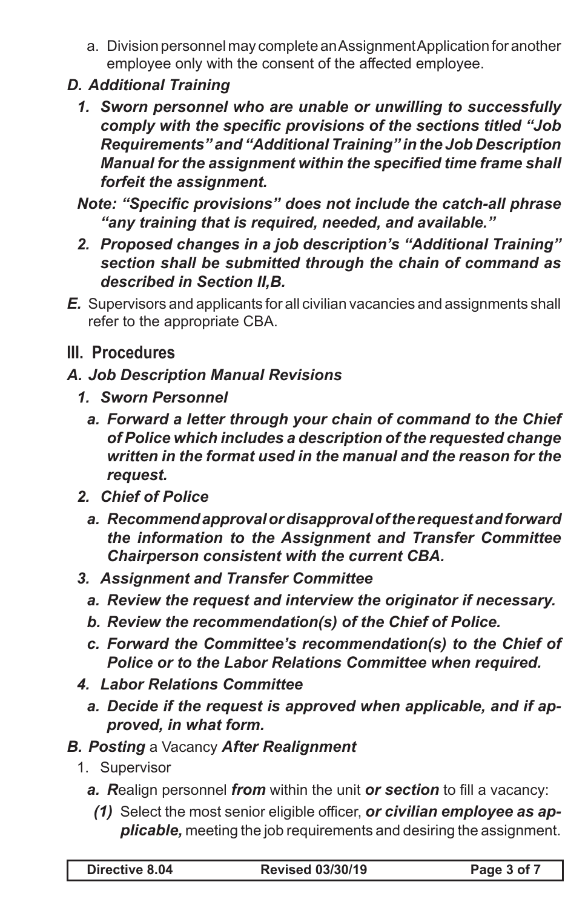a. Division personnel may complete an Assignment Application for another employee only with the consent of the affected employee.

***D. Additional Training***

***1. Sworn personnel who are unable or unwilling to successfully comply with the specific provisions of the sections titled "Job Requirements" and "Additional Training" in the Job Description Manual for the assignment within the specified time frame shall forfeit the assignment.***

***Note: "Specific provisions" does not include the catch-all phrase "any training that is required, needed, and available."***

***2. Proposed changes in a job description's "Additional Training" section shall be submitted through the chain of command as described in Section II,B.***

***E.*** Supervisors and applicants for all civilian vacancies and assignments shall refer to the appropriate CBA.

## III. Procedures

***A. Job Description Manual Revisions***

***1. Sworn Personnel***

***a. Forward a letter through your chain of command to the Chief of Police which includes a description of the requested change written in the format used in the manual and the reason for the request.***

***2. Chief of Police***

***a. Recommend approval or disapproval of the request and forward the information to the Assignment and Transfer Committee Chairperson consistent with the current CBA.***

***3. Assignment and Transfer Committee***

***a. Review the request and interview the originator if necessary.***

***b. Review the recommendation(s) of the Chief of Police.***

***c. Forward the Committee's recommendation(s) to the Chief of Police or to the Labor Relations Committee when required.***

***4. Labor Relations Committee***

***a. Decide if the request is approved when applicable, and if approved, in what form.***

***B. Posting*** a Vacancy ***After Realignment***

1. Supervisor

***a. R***ealign personnel ***from*** within the unit ***or section*** to fill a vacancy:

***(1)*** Select the most senior eligible officer, ***or civilian employee as applicable,*** meeting the job requirements and desiring the assignment.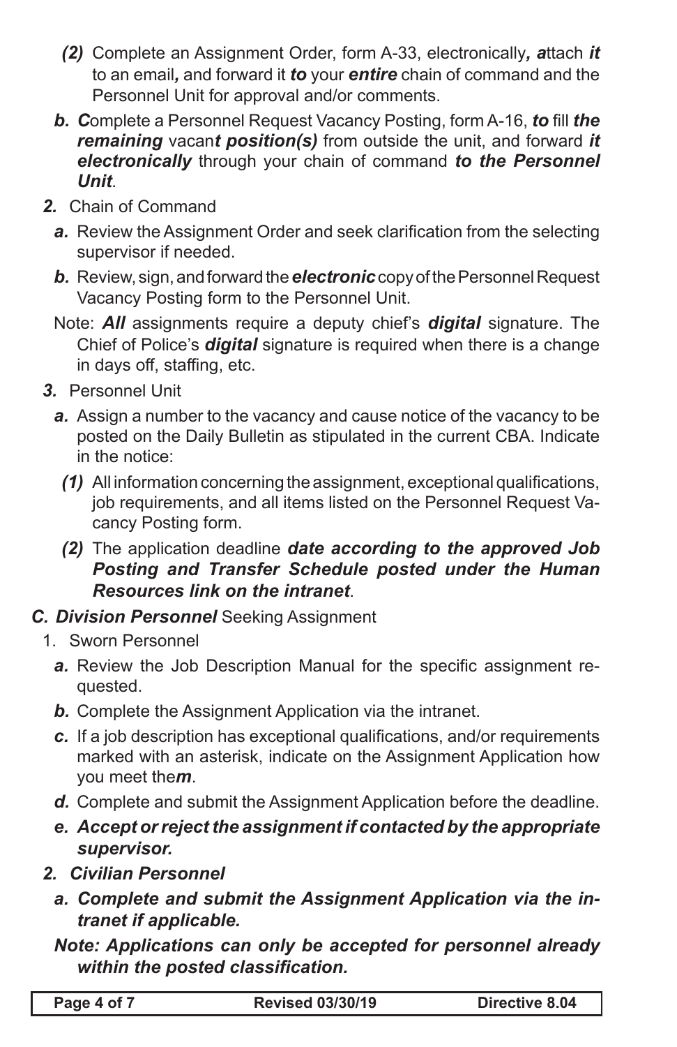*(2)* Complete an Assignment Order, form A-33, electronically***, a***ttach ***it*** to an email***,*** and forward it ***to*** your ***entire*** chain of command and the Personnel Unit for approval and/or comments.

***b. C***omplete a Personnel Request Vacancy Posting, form A-16, ***to*** fill ***the remaining*** vacan***t position(s)*** from outside the unit, and forward ***it electronically*** through your chain of command ***to the Personnel Unit***.

***2.*** Chain of Command

***a.*** Review the Assignment Order and seek clarification from the selecting supervisor if needed.

***b.*** Review, sign, and forward the ***electronic*** copy of the Personnel Request Vacancy Posting form to the Personnel Unit.

Note: ***All*** assignments require a deputy chief's ***digital*** signature. The Chief of Police's ***digital*** signature is required when there is a change in days off, staffing, etc.

***3.*** Personnel Unit

***a.*** Assign a number to the vacancy and cause notice of the vacancy to be posted on the Daily Bulletin as stipulated in the current CBA. Indicate in the notice:

*(1)* All information concerning the assignment, exceptional qualifications, job requirements, and all items listed on the Personnel Request Vacancy Posting form.

*(2)* The application deadline ***date according to the approved Job Posting and Transfer Schedule posted under the Human Resources link on the intranet***.

***C. Division Personnel*** **Seeking Assignment**

1. Sworn Personnel

***a.*** Review the Job Description Manual for the specific assignment requested.

***b.*** Complete the Assignment Application via the intranet.

***c.*** If a job description has exceptional qualifications, and/or requirements marked with an asterisk, indicate on the Assignment Application how you meet the***m***.

***d.*** Complete and submit the Assignment Application before the deadline.

***e. Accept or reject the assignment if contacted by the appropriate supervisor.***

***2. Civilian Personnel***

***a. Complete and submit the Assignment Application via the intranet if applicable.***

***Note: Applications can only be accepted for personnel already within the posted classification.***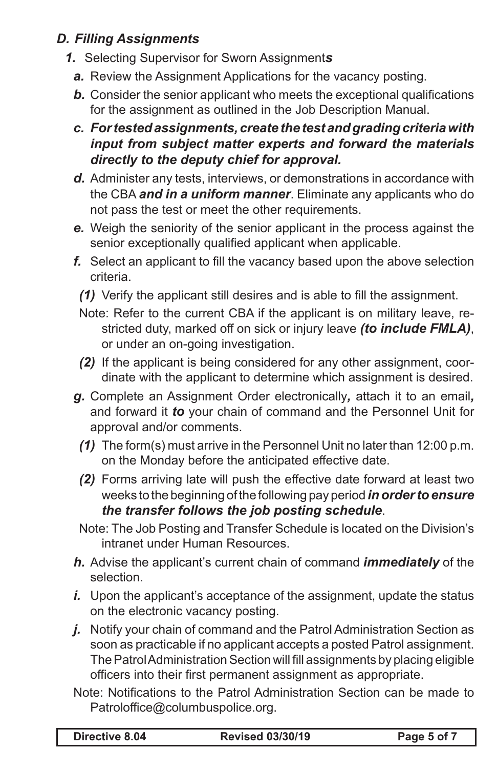### *D. Filling Assignments*

***1.*** Selecting Supervisor for Sworn Assignment***s***

***a.*** Review the Assignment Applications for the vacancy posting.

***b.*** Consider the senior applicant who meets the exceptional qualifications for the assignment as outlined in the Job Description Manual.

***c. For tested assignments, create the test and grading criteria with input from subject matter experts and forward the materials directly to the deputy chief for approval.***

***d.*** Administer any tests, interviews, or demonstrations in accordance with the CBA ***and in a uniform manner***. Eliminate any applicants who do not pass the test or meet the other requirements.

***e.*** Weigh the seniority of the senior applicant in the process against the senior exceptionally qualified applicant when applicable.

***f.*** Select an applicant to fill the vacancy based upon the above selection criteria.

***(1)*** Verify the applicant still desires and is able to fill the assignment.

Note: Refer to the current CBA if the applicant is on military leave, restricted duty, marked off on sick or injury leave ***(to include FMLA)***, or under an on-going investigation.

***(2)*** If the applicant is being considered for any other assignment, coordinate with the applicant to determine which assignment is desired.

***g.*** Complete an Assignment Order electronically***,*** attach it to an email***,*** and forward it ***to*** your chain of command and the Personnel Unit for approval and/or comments.

***(1)*** The form(s) must arrive in the Personnel Unit no later than 12:00 p.m. on the Monday before the anticipated effective date.

***(2)*** Forms arriving late will push the effective date forward at least two weeks to the beginning of the following pay period ***in order to ensure the transfer follows the job posting schedule***.

Note: The Job Posting and Transfer Schedule is located on the Division's intranet under Human Resources.

***h.*** Advise the applicant's current chain of command ***immediately*** of the selection.

***i.*** Upon the applicant's acceptance of the assignment, update the status on the electronic vacancy posting.

***j.*** Notify your chain of command and the Patrol Administration Section as soon as practicable if no applicant accepts a posted Patrol assignment. The Patrol Administration Section will fill assignments by placing eligible officers into their first permanent assignment as appropriate.

Note: Notifications to the Patrol Administration Section can be made to Patroloffice@columbuspolice.org.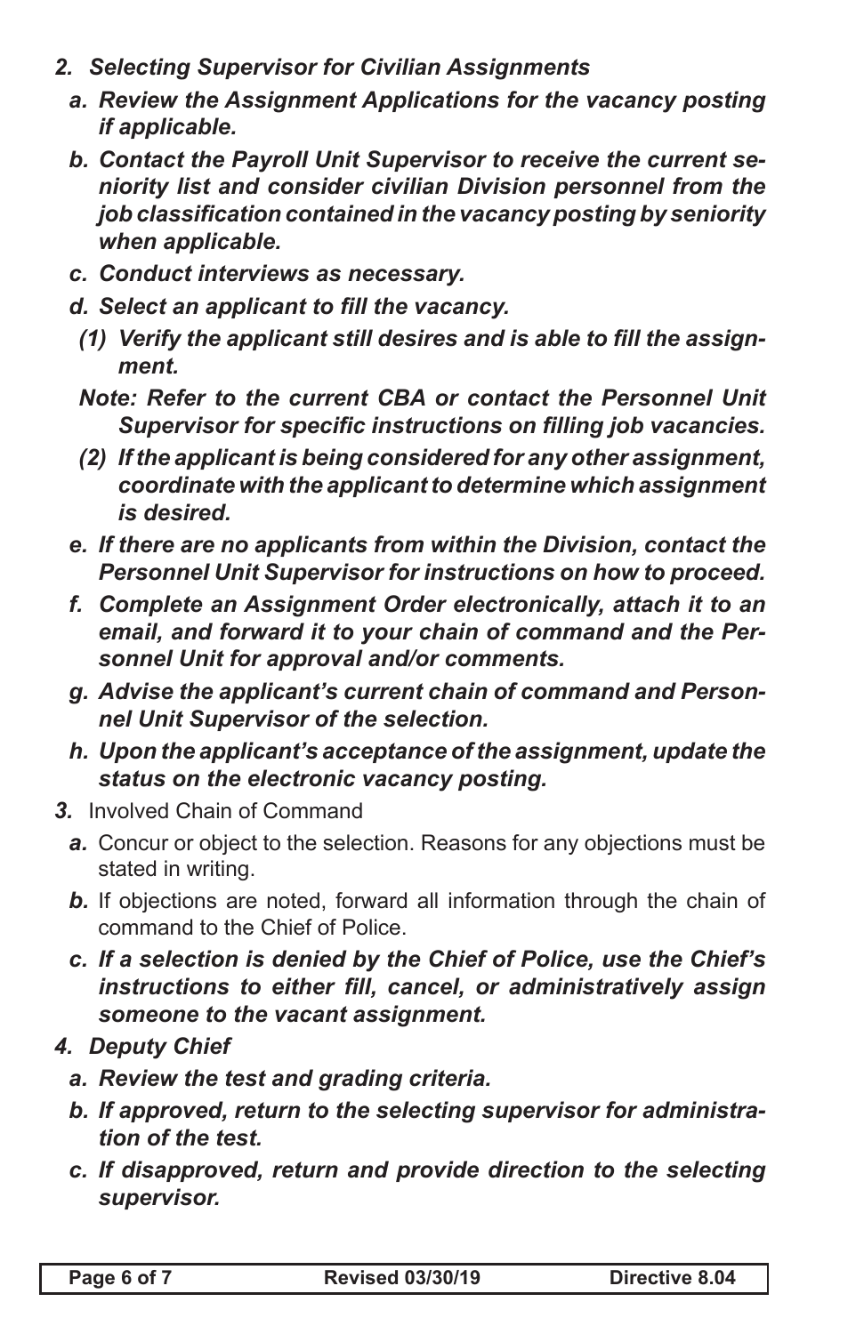*2. Selecting Supervisor for Civilian Assignments*

*a. Review the Assignment Applications for the vacancy posting if applicable.*

*b. Contact the Payroll Unit Supervisor to receive the current seniority list and consider civilian Division personnel from the job classification contained in the vacancy posting by seniority when applicable.*

*c. Conduct interviews as necessary.*

*d. Select an applicant to fill the vacancy.*

*(1) Verify the applicant still desires and is able to fill the assignment.*

*Note: Refer to the current CBA or contact the Personnel Unit Supervisor for specific instructions on filling job vacancies.*

*(2) If the applicant is being considered for any other assignment, coordinate with the applicant to determine which assignment is desired.*

*e. If there are no applicants from within the Division, contact the Personnel Unit Supervisor for instructions on how to proceed.*

*f. Complete an Assignment Order electronically, attach it to an email, and forward it to your chain of command and the Personnel Unit for approval and/or comments.*

*g. Advise the applicant's current chain of command and Personnel Unit Supervisor of the selection.*

*h. Upon the applicant's acceptance of the assignment, update the status on the electronic vacancy posting.*

***3.*** Involved Chain of Command

***a.*** Concur or object to the selection. Reasons for any objections must be stated in writing.

***b.*** If objections are noted, forward all information through the chain of command to the Chief of Police.

*c. If a selection is denied by the Chief of Police, use the Chief's instructions to either fill, cancel, or administratively assign someone to the vacant assignment.*

*4. Deputy Chief*

*a. Review the test and grading criteria.*

*b. If approved, return to the selecting supervisor for administration of the test.*

*c. If disapproved, return and provide direction to the selecting supervisor.*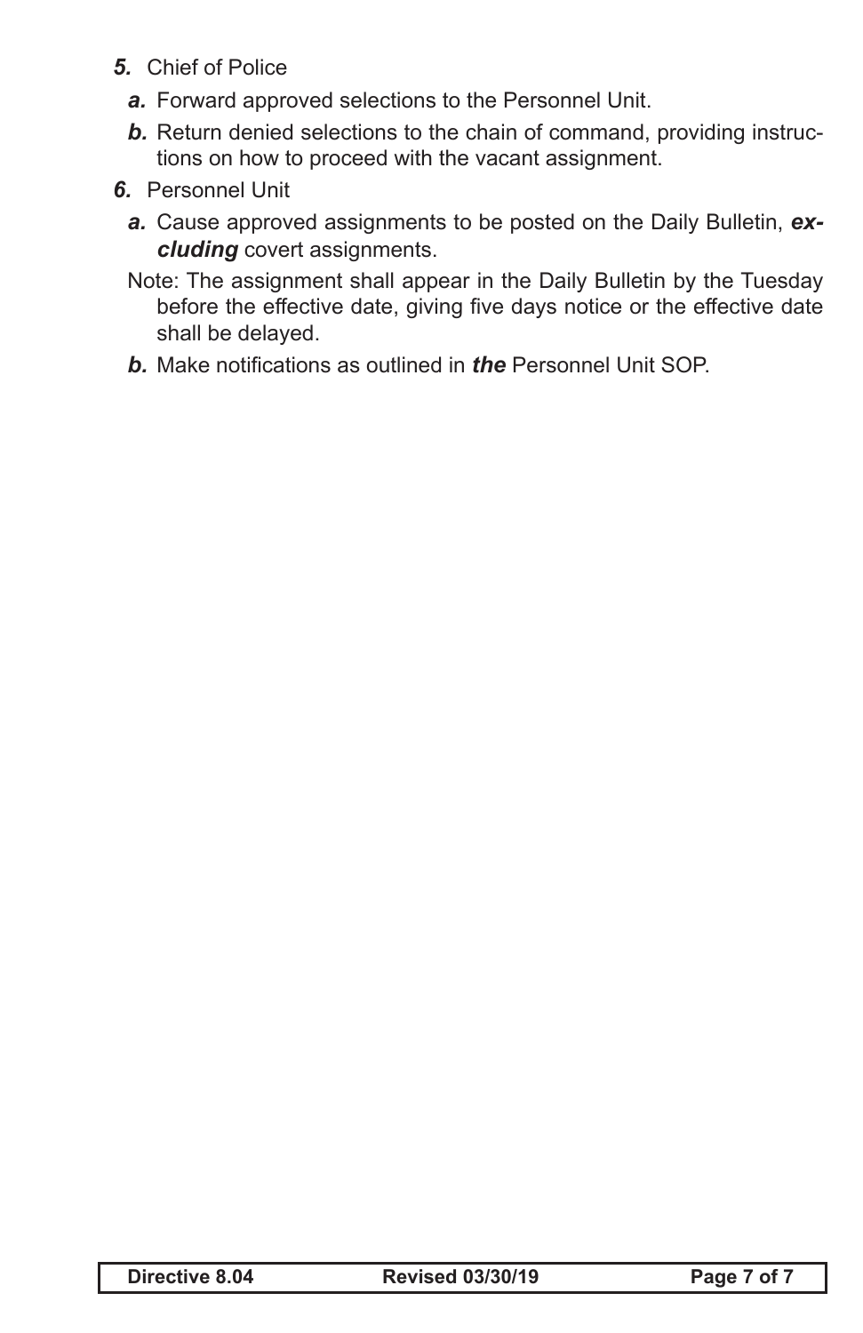***5.*** Chief of Police

***a.*** Forward approved selections to the Personnel Unit.

***b.*** Return denied selections to the chain of command, providing instructions on how to proceed with the vacant assignment.

***6.*** Personnel Unit

***a.*** Cause approved assignments to be posted on the Daily Bulletin, ***excluding*** covert assignments.

Note: The assignment shall appear in the Daily Bulletin by the Tuesday before the effective date, giving five days notice or the effective date shall be delayed.

***b.*** Make notifications as outlined in ***the*** Personnel Unit SOP.